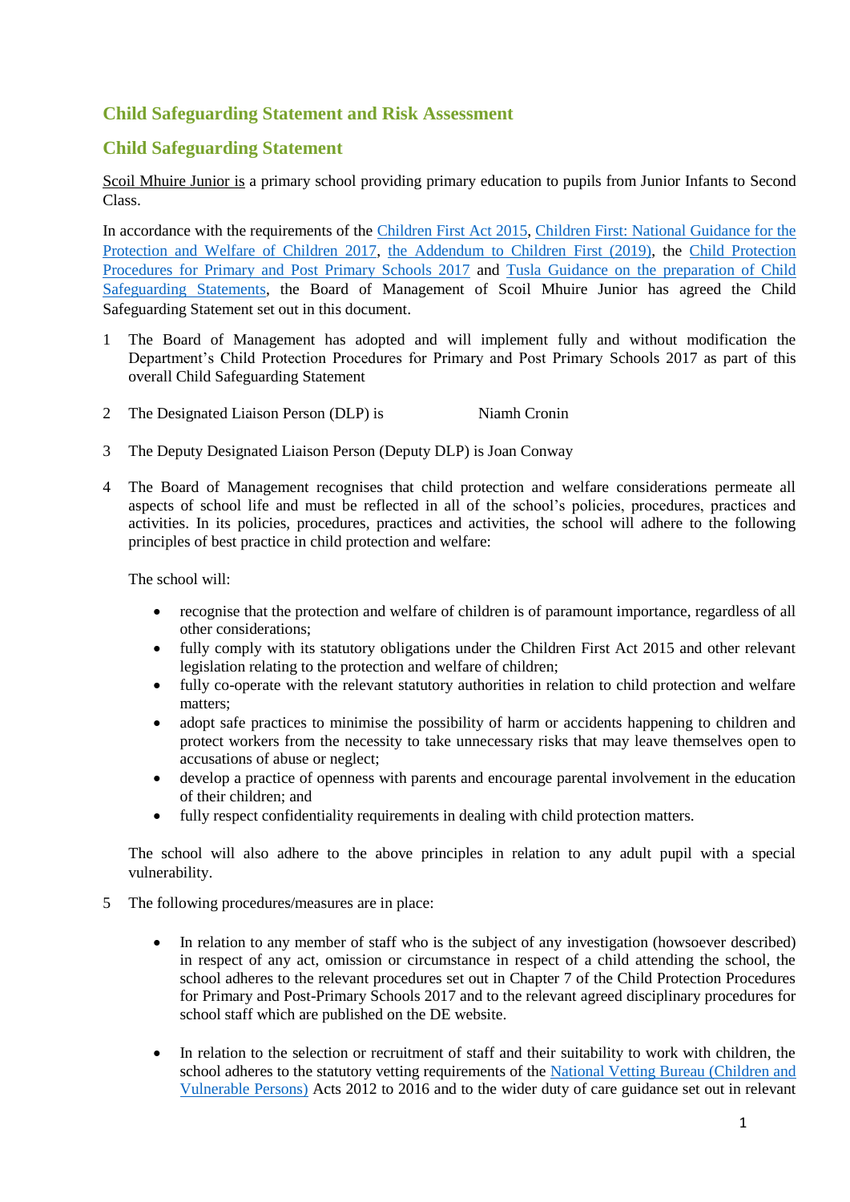## Child Safeguarding Statement and Risk Assessment

## Child Safeguarding Statement

Scoil Mhuire Junior is a primary school providing primary education to pupils from Junior Infants to Second Class.

In accordance with the requirements of the Children First Act 2015, Children First: National Guidance for the Protection and Welfare of Children 2017, the Addendum to Children First (2019), the Child Protection Procedures for Primary and Post Primary Schools 2017 and Tusla Guidance on the preparation of Child Safeguarding Statements, the Board of Management of Scoil Mhuire Junior has agreed the Child Safeguarding Statement set out in this document.

1. The Board of Management has adopted and will implement fully and without modification the Department's Child Protection Procedures for Primary and Post Primary Schools 2017 as part of this overall Child Safeguarding Statement

2. The Designated Liaison Person (DLP) is Niamh Cronin

3. The Deputy Designated Liaison Person (Deputy DLP) is Joan Conway

4. The Board of Management recognises that child protection and welfare considerations permeate all aspects of school life and must be reflected in all of the school's policies, procedures, practices and activities. In its policies, procedures, practices and activities, the school will adhere to the following principles of best practice in child protection and welfare:

   The school will:

   - recognise that the protection and welfare of children is of paramount importance, regardless of all other considerations;
   - fully comply with its statutory obligations under the Children First Act 2015 and other relevant legislation relating to the protection and welfare of children;
   - fully co-operate with the relevant statutory authorities in relation to child protection and welfare matters;
   - adopt safe practices to minimise the possibility of harm or accidents happening to children and protect workers from the necessity to take unnecessary risks that may leave themselves open to accusations of abuse or neglect;
   - develop a practice of openness with parents and encourage parental involvement in the education of their children; and
   - fully respect confidentiality requirements in dealing with child protection matters.

   The school will also adhere to the above principles in relation to any adult pupil with a special vulnerability.

5. The following procedures/measures are in place:

   - In relation to any member of staff who is the subject of any investigation (howsoever described) in respect of any act, omission or circumstance in respect of a child attending the school, the school adheres to the relevant procedures set out in Chapter 7 of the Child Protection Procedures for Primary and Post-Primary Schools 2017 and to the relevant agreed disciplinary procedures for school staff which are published on the DE website.

   - In relation to the selection or recruitment of staff and their suitability to work with children, the school adheres to the statutory vetting requirements of the National Vetting Bureau (Children and Vulnerable Persons) Acts 2012 to 2016 and to the wider duty of care guidance set out in relevant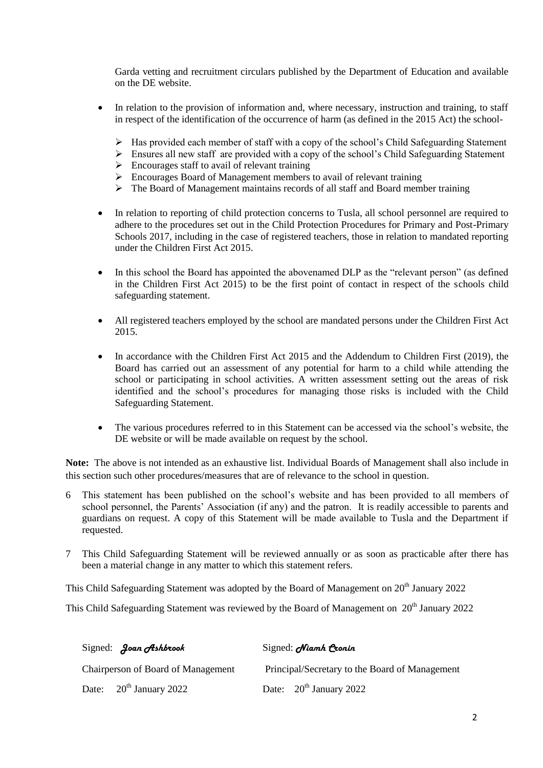Garda vetting and recruitment circulars published by the Department of Education and available on the DE website.

- In relation to the provision of information and, where necessary, instruction and training, to staff in respect of the identification of the occurrence of harm (as defined in the 2015 Act) the school-
  - Has provided each member of staff with a copy of the school's Child Safeguarding Statement
  - Ensures all new staff are provided with a copy of the school's Child Safeguarding Statement
  - Encourages staff to avail of relevant training
  - Encourages Board of Management members to avail of relevant training
  - The Board of Management maintains records of all staff and Board member training
- In relation to reporting of child protection concerns to Tusla, all school personnel are required to adhere to the procedures set out in the Child Protection Procedures for Primary and Post-Primary Schools 2017, including in the case of registered teachers, those in relation to mandated reporting under the Children First Act 2015.
- In this school the Board has appointed the abovenamed DLP as the "relevant person" (as defined in the Children First Act 2015) to be the first point of contact in respect of the schools child safeguarding statement.
- All registered teachers employed by the school are mandated persons under the Children First Act 2015.
- In accordance with the Children First Act 2015 and the Addendum to Children First (2019), the Board has carried out an assessment of any potential for harm to a child while attending the school or participating in school activities. A written assessment setting out the areas of risk identified and the school's procedures for managing those risks is included with the Child Safeguarding Statement.
- The various procedures referred to in this Statement can be accessed via the school's website, the DE website or will be made available on request by the school.

**Note:** The above is not intended as an exhaustive list. Individual Boards of Management shall also include in this section such other procedures/measures that are of relevance to the school in question.

6 This statement has been published on the school's website and has been provided to all members of school personnel, the Parents' Association (if any) and the patron. It is readily accessible to parents and guardians on request. A copy of this Statement will be made available to Tusla and the Department if requested.

7 This Child Safeguarding Statement will be reviewed annually or as soon as practicable after there has been a material change in any matter to which this statement refers.

This Child Safeguarding Statement was adopted by the Board of Management on 20th January 2022

This Child Safeguarding Statement was reviewed by the Board of Management on 20th January 2022

Signed: *Joan Ashbrook*

Chairperson of Board of Management

Date: 20th January 2022

Signed: *Niamh Cronin*

Principal/Secretary to the Board of Management

Date: 20th January 2022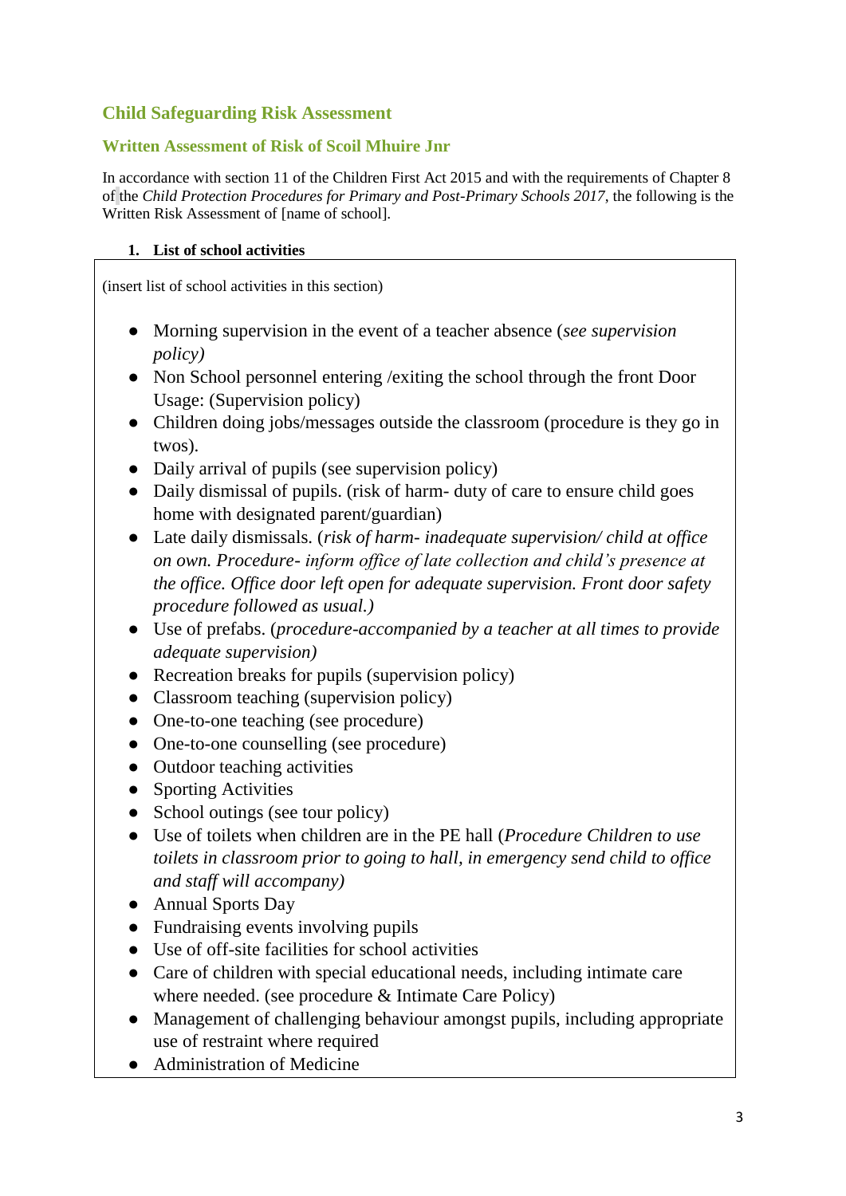## Child Safeguarding Risk Assessment

### Written Assessment of Risk of Scoil Mhuire Jnr

In accordance with section 11 of the Children First Act 2015 and with the requirements of Chapter 8 of the *Child Protection Procedures for Primary and Post-Primary Schools 2017*, the following is the Written Risk Assessment of [name of school].

**1. List of school activities**

(insert list of school activities in this section)

- Morning supervision in the event of a teacher absence (*see supervision policy)*
- Non School personnel entering /exiting the school through the front Door Usage: (Supervision policy)
- Children doing jobs/messages outside the classroom (procedure is they go in twos).
- Daily arrival of pupils (see supervision policy)
- Daily dismissal of pupils. (risk of harm- duty of care to ensure child goes home with designated parent/guardian)
- Late daily dismissals. (*risk of harm- inadequate supervision/ child at office on own. Procedure- inform office of late collection and child's presence at the office. Office door left open for adequate supervision. Front door safety procedure followed as usual.)*
- Use of prefabs. (*procedure-accompanied by a teacher at all times to provide adequate supervision)*
- Recreation breaks for pupils (supervision policy)
- Classroom teaching (supervision policy)
- One-to-one teaching (see procedure)
- One-to-one counselling (see procedure)
- Outdoor teaching activities
- Sporting Activities
- School outings (see tour policy)
- Use of toilets when children are in the PE hall (*Procedure Children to use toilets in classroom prior to going to hall, in emergency send child to office and staff will accompany)*
- Annual Sports Day
- Fundraising events involving pupils
- Use of off-site facilities for school activities
- Care of children with special educational needs, including intimate care where needed. (see procedure & Intimate Care Policy)
- Management of challenging behaviour amongst pupils, including appropriate use of restraint where required
- Administration of Medicine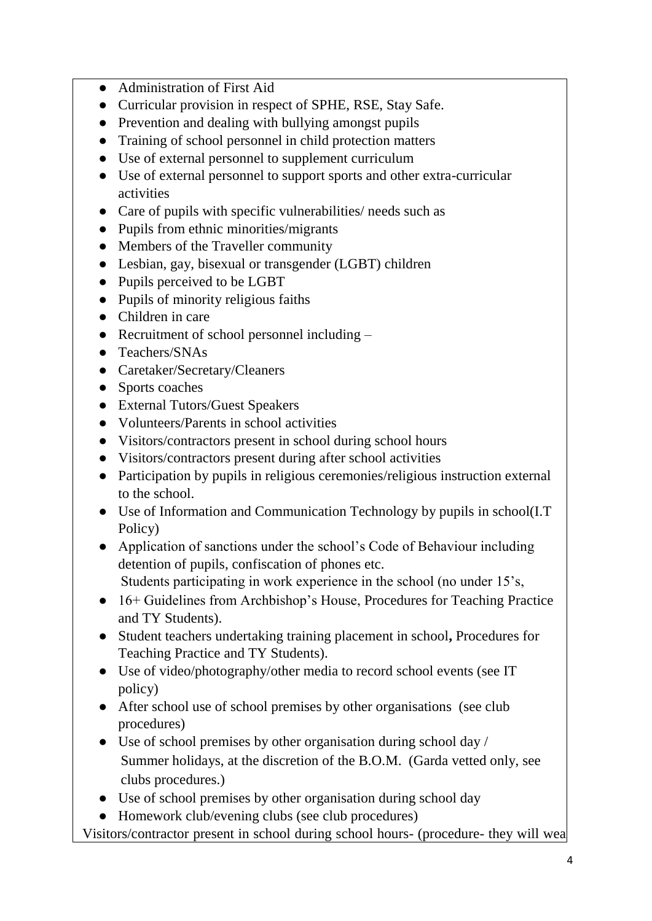- Administration of First Aid
- Curricular provision in respect of SPHE, RSE, Stay Safe.
- Prevention and dealing with bullying amongst pupils
- Training of school personnel in child protection matters
- Use of external personnel to supplement curriculum
- Use of external personnel to support sports and other extra-curricular activities
- Care of pupils with specific vulnerabilities/ needs such as
- Pupils from ethnic minorities/migrants
- Members of the Traveller community
- Lesbian, gay, bisexual or transgender (LGBT) children
- Pupils perceived to be LGBT
- Pupils of minority religious faiths
- Children in care
- Recruitment of school personnel including –
- Teachers/SNAs
- Caretaker/Secretary/Cleaners
- Sports coaches
- External Tutors/Guest Speakers
- Volunteers/Parents in school activities
- Visitors/contractors present in school during school hours
- Visitors/contractors present during after school activities
- Participation by pupils in religious ceremonies/religious instruction external to the school.
- Use of Information and Communication Technology by pupils in school(I.T Policy)
- Application of sanctions under the school's Code of Behaviour including detention of pupils, confiscation of phones etc.
  Students participating in work experience in the school (no under 15's,
- 16+ Guidelines from Archbishop's House, Procedures for Teaching Practice and TY Students).
- Student teachers undertaking training placement in school**,** Procedures for Teaching Practice and TY Students).
- Use of video/photography/other media to record school events (see IT policy)
- After school use of school premises by other organisations (see club procedures)
- Use of school premises by other organisation during school day / Summer holidays, at the discretion of the B.O.M. (Garda vetted only, see clubs procedures.)
- Use of school premises by other organisation during school day
- Homework club/evening clubs (see club procedures)

Visitors/contractor present in school during school hours- (procedure- they will wea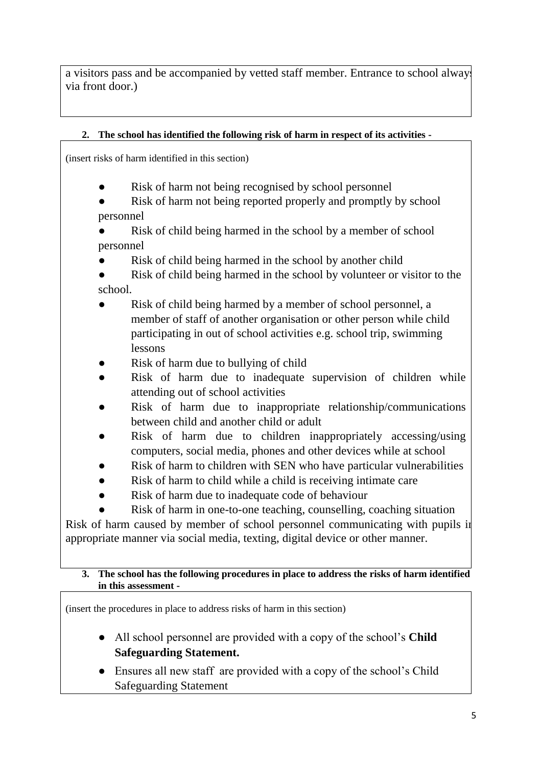a visitors pass and be accompanied by vetted staff member. Entrance to school always via front door.)

**2. The school has identified the following risk of harm in respect of its activities -**

(insert risks of harm identified in this section)

- Risk of harm not being recognised by school personnel
- Risk of harm not being reported properly and promptly by school personnel
- Risk of child being harmed in the school by a member of school personnel
- Risk of child being harmed in the school by another child
- Risk of child being harmed in the school by volunteer or visitor to the school.
- Risk of child being harmed by a member of school personnel, a member of staff of another organisation or other person while child participating in out of school activities e.g. school trip, swimming lessons
- Risk of harm due to bullying of child
- Risk of harm due to inadequate supervision of children while attending out of school activities
- Risk of harm due to inappropriate relationship/communications between child and another child or adult
- Risk of harm due to children inappropriately accessing/using computers, social media, phones and other devices while at school
- Risk of harm to children with SEN who have particular vulnerabilities
- Risk of harm to child while a child is receiving intimate care
- Risk of harm due to inadequate code of behaviour
- Risk of harm in one-to-one teaching, counselling, coaching situation

Risk of harm caused by member of school personnel communicating with pupils in appropriate manner via social media, texting, digital device or other manner.

**3. The school has the following procedures in place to address the risks of harm identified in this assessment -**

(insert the procedures in place to address risks of harm in this section)

- All school personnel are provided with a copy of the school's **Child Safeguarding Statement.**
- Ensures all new staff are provided with a copy of the school's Child Safeguarding Statement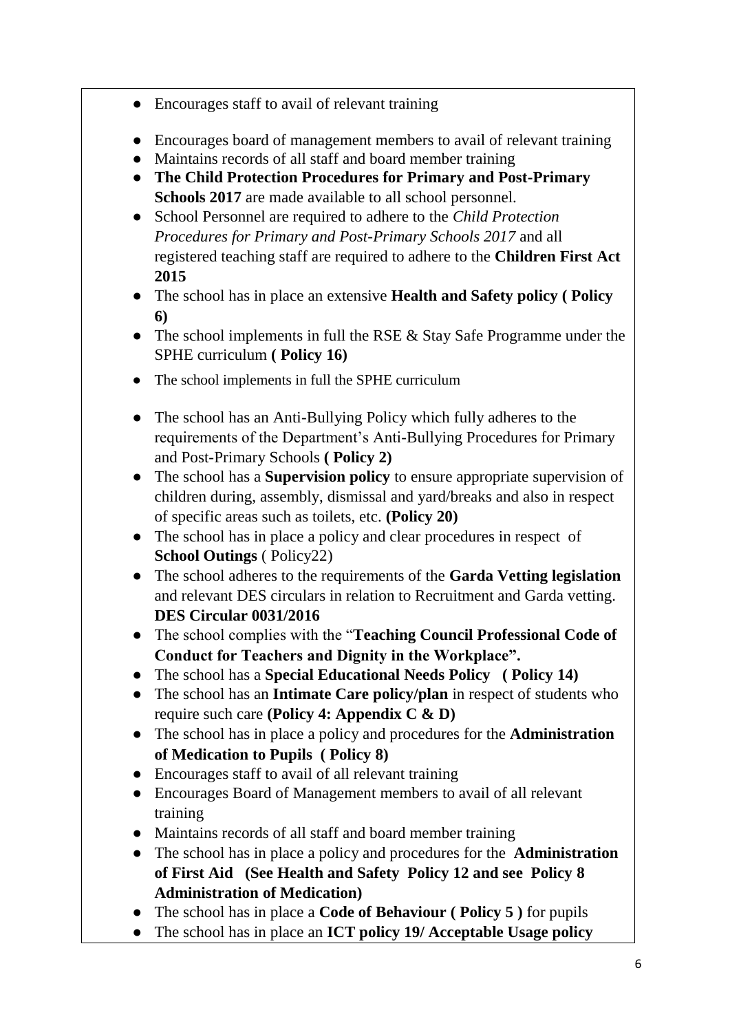- Encourages staff to avail of relevant training
- Encourages board of management members to avail of relevant training
- Maintains records of all staff and board member training
- **The Child Protection Procedures for Primary and Post-Primary Schools 2017** are made available to all school personnel.
- School Personnel are required to adhere to the *Child Protection Procedures for Primary and Post-Primary Schools 2017* and all registered teaching staff are required to adhere to the **Children First Act 2015**
- The school has in place an extensive **Health and Safety policy ( Policy 6)**
- The school implements in full the RSE & Stay Safe Programme under the SPHE curriculum **( Policy 16)**
- The school implements in full the SPHE curriculum
- The school has an Anti-Bullying Policy which fully adheres to the requirements of the Department's Anti-Bullying Procedures for Primary and Post-Primary Schools **( Policy 2)**
- The school has a **Supervision policy** to ensure appropriate supervision of children during, assembly, dismissal and yard/breaks and also in respect of specific areas such as toilets, etc. **(Policy 20)**
- The school has in place a policy and clear procedures in respect of **School Outings** ( Policy22)
- The school adheres to the requirements of the **Garda Vetting legislation** and relevant DES circulars in relation to Recruitment and Garda vetting. **DES Circular 0031/2016**
- The school complies with the "**Teaching Council Professional Code of Conduct for Teachers and Dignity in the Workplace".**
- The school has a **Special Educational Needs Policy ( Policy 14)**
- The school has an **Intimate Care policy/plan** in respect of students who require such care **(Policy 4: Appendix C & D)**
- The school has in place a policy and procedures for the **Administration of Medication to Pupils ( Policy 8)**
- Encourages staff to avail of all relevant training
- Encourages Board of Management members to avail of all relevant training
- Maintains records of all staff and board member training
- The school has in place a policy and procedures for the **Administration of First Aid (See Health and Safety Policy 12 and see Policy 8 Administration of Medication)**
- The school has in place a **Code of Behaviour ( Policy 5 )** for pupils
- The school has in place an **ICT policy 19/ Acceptable Usage policy**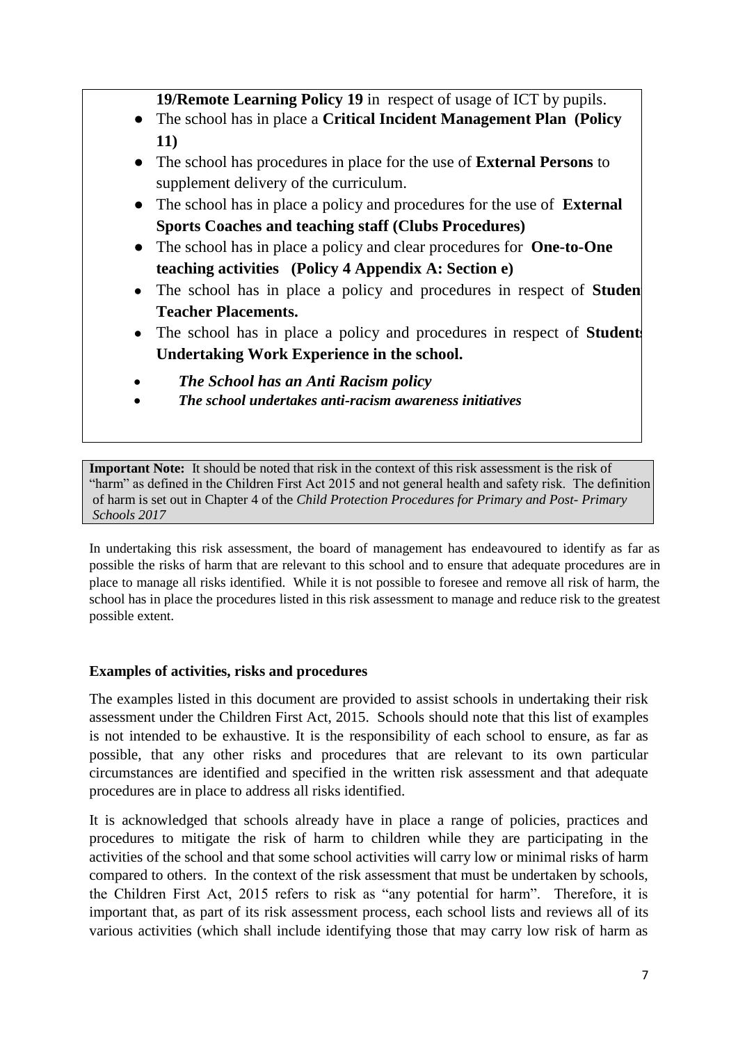**19/Remote Learning Policy 19** in respect of usage of ICT by pupils.

- The school has in place a **Critical Incident Management Plan (Policy 11)**
- The school has procedures in place for the use of **External Persons** to supplement delivery of the curriculum.
- The school has in place a policy and procedures for the use of **External Sports Coaches and teaching staff (Clubs Procedures)**
- The school has in place a policy and clear procedures for **One-to-One teaching activities (Policy 4 Appendix A: Section e)**
- The school has in place a policy and procedures in respect of **Studen Teacher Placements.**
- The school has in place a policy and procedures in respect of **Student Undertaking Work Experience in the school.**
- ***The School has an Anti Racism policy***
- ***The school undertakes anti-racism awareness initiatives***

**Important Note:** It should be noted that risk in the context of this risk assessment is the risk of "harm" as defined in the Children First Act 2015 and not general health and safety risk. The definition of harm is set out in Chapter 4 of the *Child Protection Procedures for Primary and Post- Primary Schools 2017*

In undertaking this risk assessment, the board of management has endeavoured to identify as far as possible the risks of harm that are relevant to this school and to ensure that adequate procedures are in place to manage all risks identified. While it is not possible to foresee and remove all risk of harm, the school has in place the procedures listed in this risk assessment to manage and reduce risk to the greatest possible extent.

**Examples of activities, risks and procedures**

The examples listed in this document are provided to assist schools in undertaking their risk assessment under the Children First Act, 2015. Schools should note that this list of examples is not intended to be exhaustive. It is the responsibility of each school to ensure, as far as possible, that any other risks and procedures that are relevant to its own particular circumstances are identified and specified in the written risk assessment and that adequate procedures are in place to address all risks identified.

It is acknowledged that schools already have in place a range of policies, practices and procedures to mitigate the risk of harm to children while they are participating in the activities of the school and that some school activities will carry low or minimal risks of harm compared to others. In the context of the risk assessment that must be undertaken by schools, the Children First Act, 2015 refers to risk as "any potential for harm". Therefore, it is important that, as part of its risk assessment process, each school lists and reviews all of its various activities (which shall include identifying those that may carry low risk of harm as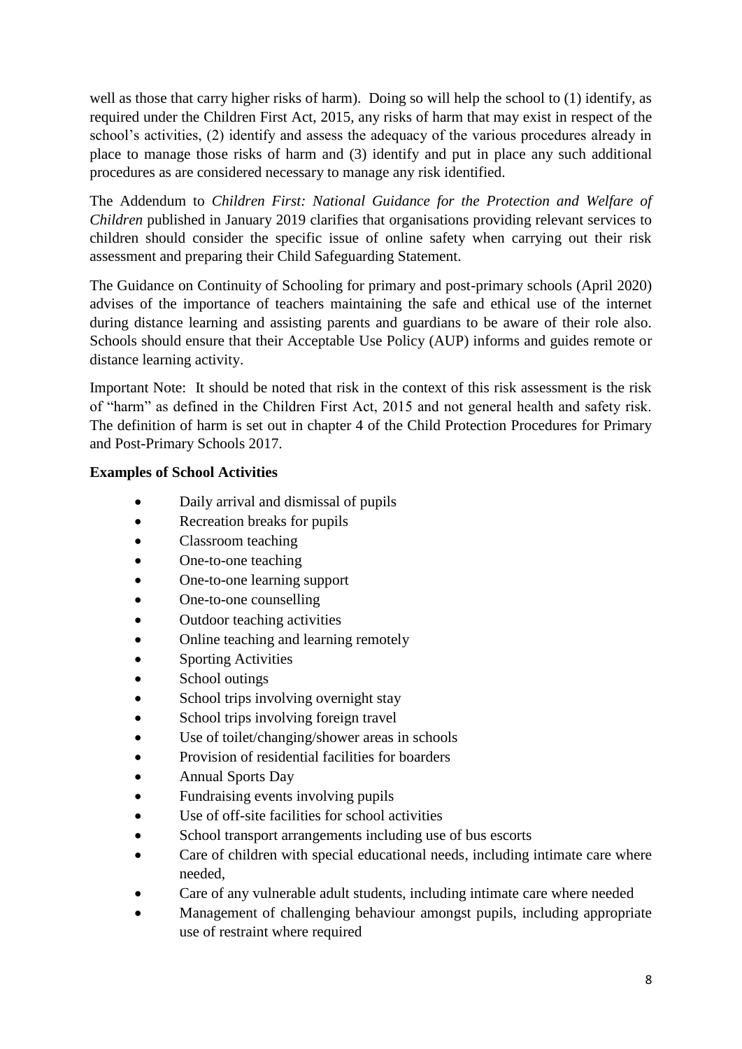well as those that carry higher risks of harm). Doing so will help the school to (1) identify, as required under the Children First Act, 2015, any risks of harm that may exist in respect of the school's activities, (2) identify and assess the adequacy of the various procedures already in place to manage those risks of harm and (3) identify and put in place any such additional procedures as are considered necessary to manage any risk identified.

The Addendum to *Children First: National Guidance for the Protection and Welfare of Children* published in January 2019 clarifies that organisations providing relevant services to children should consider the specific issue of online safety when carrying out their risk assessment and preparing their Child Safeguarding Statement.

The Guidance on Continuity of Schooling for primary and post-primary schools (April 2020) advises of the importance of teachers maintaining the safe and ethical use of the internet during distance learning and assisting parents and guardians to be aware of their role also. Schools should ensure that their Acceptable Use Policy (AUP) informs and guides remote or distance learning activity.

Important Note: It should be noted that risk in the context of this risk assessment is the risk of "harm" as defined in the Children First Act, 2015 and not general health and safety risk. The definition of harm is set out in chapter 4 of the Child Protection Procedures for Primary and Post-Primary Schools 2017.

**Examples of School Activities**

- Daily arrival and dismissal of pupils
- Recreation breaks for pupils
- Classroom teaching
- One-to-one teaching
- One-to-one learning support
- One-to-one counselling
- Outdoor teaching activities
- Online teaching and learning remotely
- Sporting Activities
- School outings
- School trips involving overnight stay
- School trips involving foreign travel
- Use of toilet/changing/shower areas in schools
- Provision of residential facilities for boarders
- Annual Sports Day
- Fundraising events involving pupils
- Use of off-site facilities for school activities
- School transport arrangements including use of bus escorts
- Care of children with special educational needs, including intimate care where needed,
- Care of any vulnerable adult students, including intimate care where needed
- Management of challenging behaviour amongst pupils, including appropriate use of restraint where required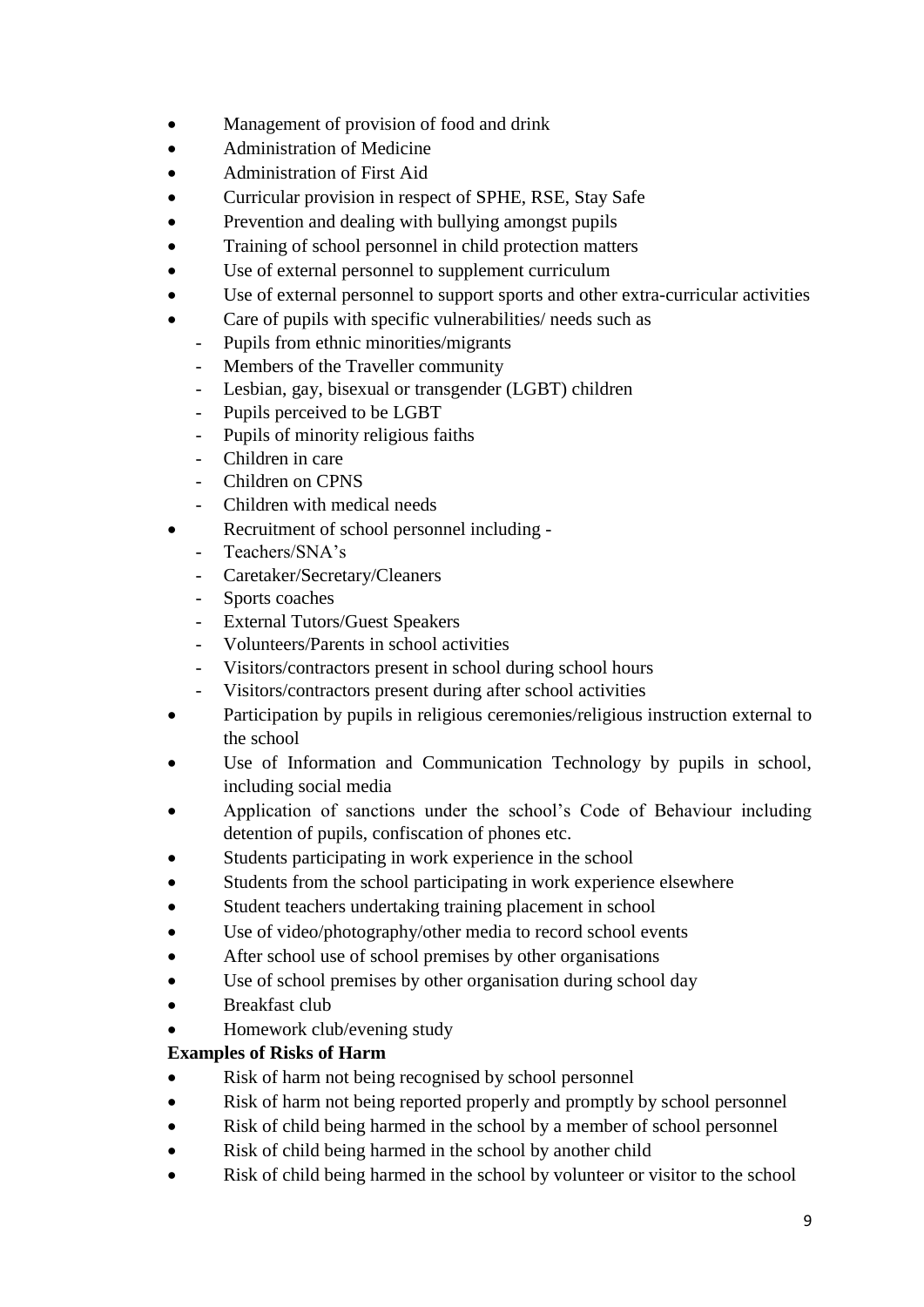- Management of provision of food and drink
- Administration of Medicine
- Administration of First Aid
- Curricular provision in respect of SPHE, RSE, Stay Safe
- Prevention and dealing with bullying amongst pupils
- Training of school personnel in child protection matters
- Use of external personnel to supplement curriculum
- Use of external personnel to support sports and other extra-curricular activities
- Care of pupils with specific vulnerabilities/ needs such as
  - Pupils from ethnic minorities/migrants
  - Members of the Traveller community
  - Lesbian, gay, bisexual or transgender (LGBT) children
  - Pupils perceived to be LGBT
  - Pupils of minority religious faiths
  - Children in care
  - Children on CPNS
  - Children with medical needs
- Recruitment of school personnel including -
  - Teachers/SNA's
  - Caretaker/Secretary/Cleaners
  - Sports coaches
  - External Tutors/Guest Speakers
  - Volunteers/Parents in school activities
  - Visitors/contractors present in school during school hours
  - Visitors/contractors present during after school activities
- Participation by pupils in religious ceremonies/religious instruction external to the school
- Use of Information and Communication Technology by pupils in school, including social media
- Application of sanctions under the school's Code of Behaviour including detention of pupils, confiscation of phones etc.
- Students participating in work experience in the school
- Students from the school participating in work experience elsewhere
- Student teachers undertaking training placement in school
- Use of video/photography/other media to record school events
- After school use of school premises by other organisations
- Use of school premises by other organisation during school day
- Breakfast club
- Homework club/evening study

**Examples of Risks of Harm**

- Risk of harm not being recognised by school personnel
- Risk of harm not being reported properly and promptly by school personnel
- Risk of child being harmed in the school by a member of school personnel
- Risk of child being harmed in the school by another child
- Risk of child being harmed in the school by volunteer or visitor to the school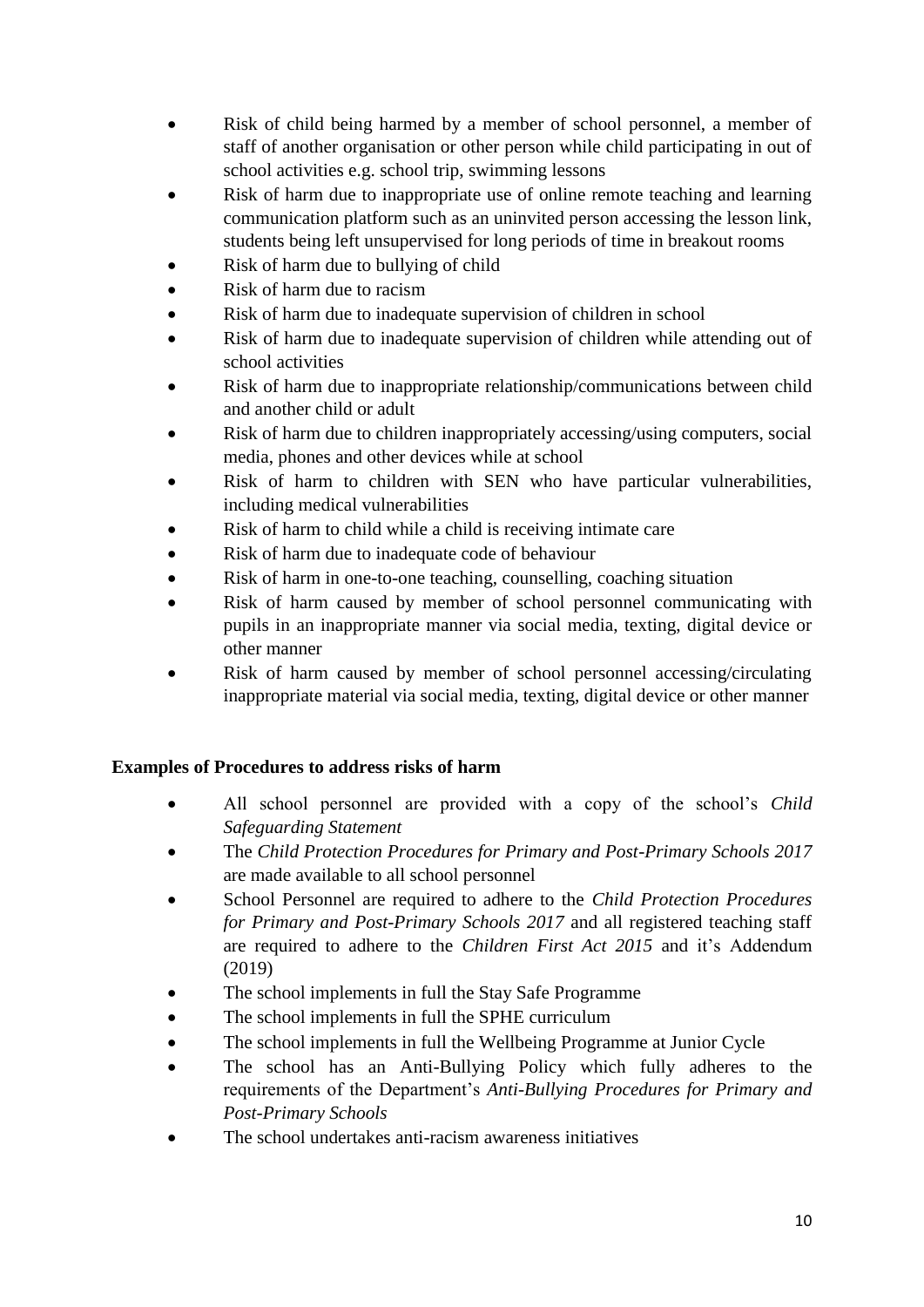- Risk of child being harmed by a member of school personnel, a member of staff of another organisation or other person while child participating in out of school activities e.g. school trip, swimming lessons
- Risk of harm due to inappropriate use of online remote teaching and learning communication platform such as an uninvited person accessing the lesson link, students being left unsupervised for long periods of time in breakout rooms
- Risk of harm due to bullying of child
- Risk of harm due to racism
- Risk of harm due to inadequate supervision of children in school
- Risk of harm due to inadequate supervision of children while attending out of school activities
- Risk of harm due to inappropriate relationship/communications between child and another child or adult
- Risk of harm due to children inappropriately accessing/using computers, social media, phones and other devices while at school
- Risk of harm to children with SEN who have particular vulnerabilities, including medical vulnerabilities
- Risk of harm to child while a child is receiving intimate care
- Risk of harm due to inadequate code of behaviour
- Risk of harm in one-to-one teaching, counselling, coaching situation
- Risk of harm caused by member of school personnel communicating with pupils in an inappropriate manner via social media, texting, digital device or other manner
- Risk of harm caused by member of school personnel accessing/circulating inappropriate material via social media, texting, digital device or other manner

**Examples of Procedures to address risks of harm**

- All school personnel are provided with a copy of the school's *Child Safeguarding Statement*
- The *Child Protection Procedures for Primary and Post-Primary Schools 2017* are made available to all school personnel
- School Personnel are required to adhere to the *Child Protection Procedures for Primary and Post-Primary Schools 2017* and all registered teaching staff are required to adhere to the *Children First Act 2015* and it's Addendum (2019)
- The school implements in full the Stay Safe Programme
- The school implements in full the SPHE curriculum
- The school implements in full the Wellbeing Programme at Junior Cycle
- The school has an Anti-Bullying Policy which fully adheres to the requirements of the Department's *Anti-Bullying Procedures for Primary and Post-Primary Schools*
- The school undertakes anti-racism awareness initiatives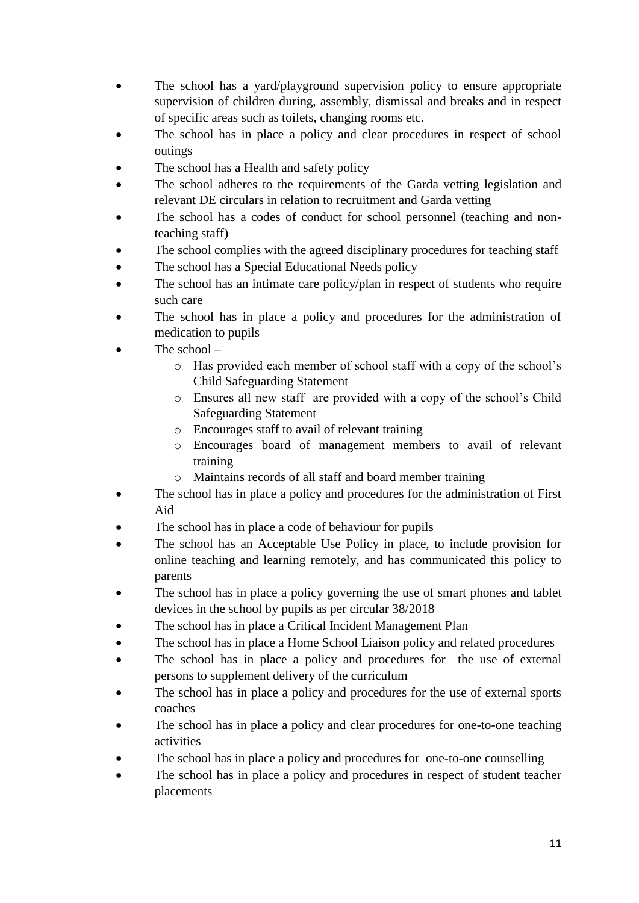- The school has a yard/playground supervision policy to ensure appropriate supervision of children during, assembly, dismissal and breaks and in respect of specific areas such as toilets, changing rooms etc.
- The school has in place a policy and clear procedures in respect of school outings
- The school has a Health and safety policy
- The school adheres to the requirements of the Garda vetting legislation and relevant DE circulars in relation to recruitment and Garda vetting
- The school has a codes of conduct for school personnel (teaching and non-teaching staff)
- The school complies with the agreed disciplinary procedures for teaching staff
- The school has a Special Educational Needs policy
- The school has an intimate care policy/plan in respect of students who require such care
- The school has in place a policy and procedures for the administration of medication to pupils
- The school –
    - Has provided each member of school staff with a copy of the school's Child Safeguarding Statement
    - Ensures all new staff are provided with a copy of the school's Child Safeguarding Statement
    - Encourages staff to avail of relevant training
    - Encourages board of management members to avail of relevant training
    - Maintains records of all staff and board member training
- The school has in place a policy and procedures for the administration of First Aid
- The school has in place a code of behaviour for pupils
- The school has an Acceptable Use Policy in place, to include provision for online teaching and learning remotely, and has communicated this policy to parents
- The school has in place a policy governing the use of smart phones and tablet devices in the school by pupils as per circular 38/2018
- The school has in place a Critical Incident Management Plan
- The school has in place a Home School Liaison policy and related procedures
- The school has in place a policy and procedures for the use of external persons to supplement delivery of the curriculum
- The school has in place a policy and procedures for the use of external sports coaches
- The school has in place a policy and clear procedures for one-to-one teaching activities
- The school has in place a policy and procedures for one-to-one counselling
- The school has in place a policy and procedures in respect of student teacher placements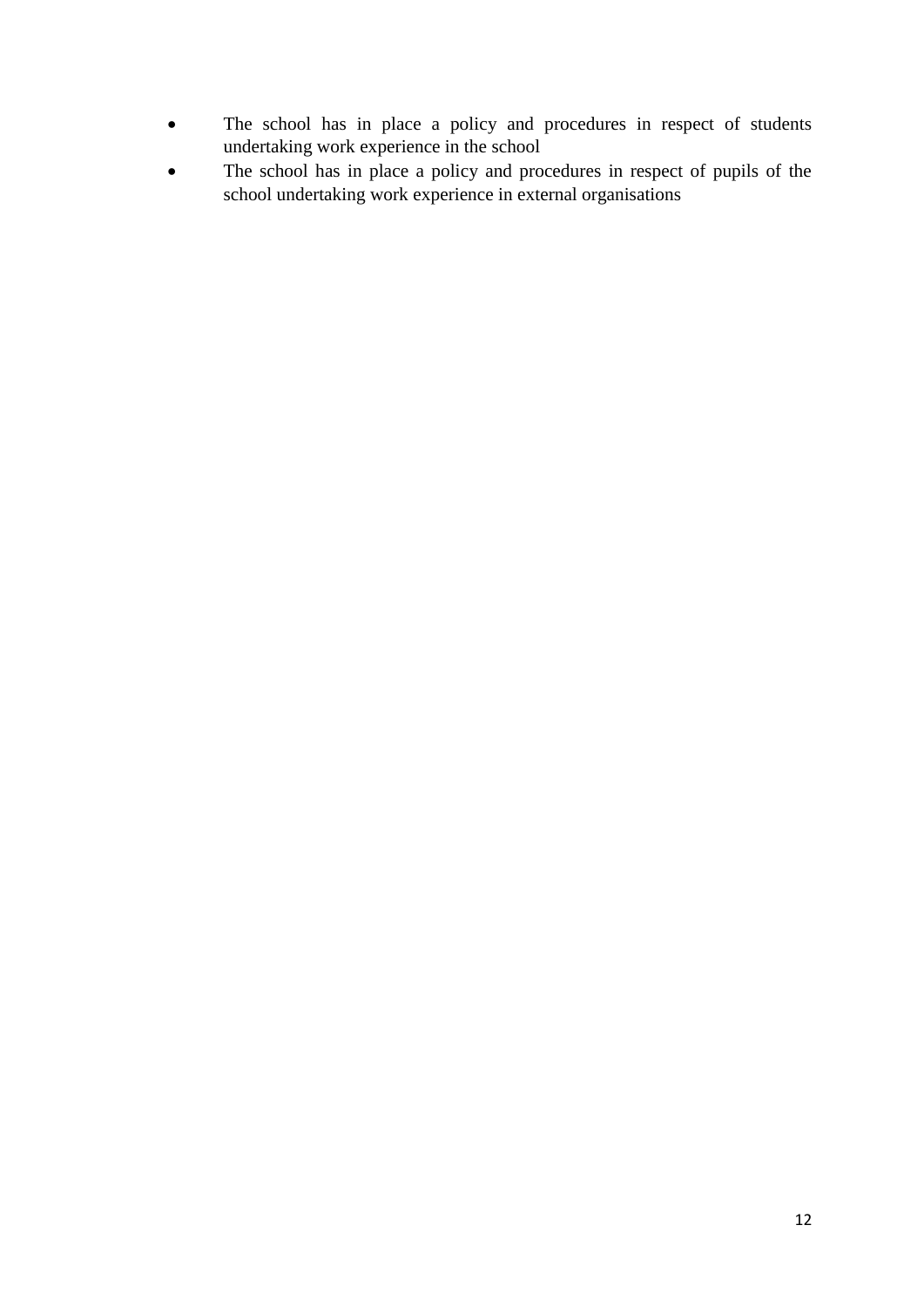- The school has in place a policy and procedures in respect of students undertaking work experience in the school
- The school has in place a policy and procedures in respect of pupils of the school undertaking work experience in external organisations